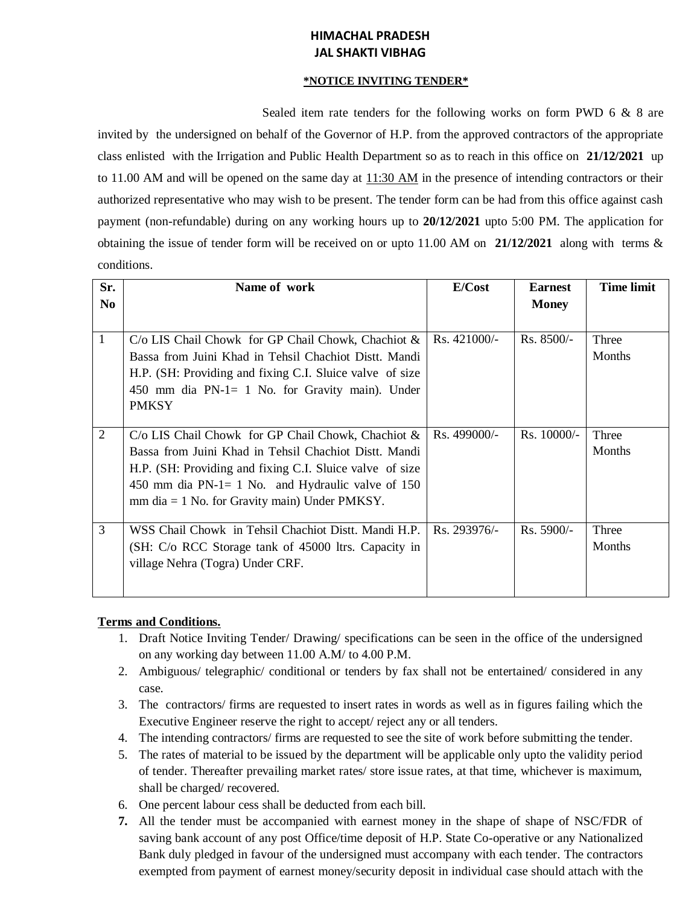# HIMACHAL PRADESH
# JAL SHAKTI VIBHAG

## *NOTICE INVITING TENDER*

Sealed item rate tenders for the following works on form PWD 6 & 8 are invited by the undersigned on behalf of the Governor of H.P. from the approved contractors of the appropriate class enlisted with the Irrigation and Public Health Department so as to reach in this office on **21/12/2021** up to 11.00 AM and will be opened on the same day at 11:30 AM in the presence of intending contractors or their authorized representative who may wish to be present. The tender form can be had from this office against cash payment (non-refundable) during on any working hours up to **20/12/2021** upto 5:00 PM. The application for obtaining the issue of tender form will be received on or upto 11.00 AM on **21/12/2021** along with terms & conditions.

| Sr. No | Name of work | E/Cost | Earnest Money | Time limit |
|---|---|---|---|---|
| 1 | C/o LIS Chail Chowk for GP Chail Chowk, Chachiot & Bassa from Juini Khad in Tehsil Chachiot Distt. Mandi H.P. (SH: Providing and fixing C.I. Sluice valve of size 450 mm dia PN-1= 1 No. for Gravity main). Under PMKSY | Rs. 421000/- | Rs. 8500/- | Three Months |
| 2 | C/o LIS Chail Chowk for GP Chail Chowk, Chachiot & Bassa from Juini Khad in Tehsil Chachiot Distt. Mandi H.P. (SH: Providing and fixing C.I. Sluice valve of size 450 mm dia PN-1= 1 No. and Hydraulic valve of 150 mm dia = 1 No. for Gravity main) Under PMKSY. | Rs. 499000/- | Rs. 10000/- | Three Months |
| 3 | WSS Chail Chowk in Tehsil Chachiot Distt. Mandi H.P. (SH: C/o RCC Storage tank of 45000 ltrs. Capacity in village Nehra (Togra) Under CRF. | Rs. 293976/- | Rs. 5900/- | Three Months |

**Terms and Conditions.**

1. Draft Notice Inviting Tender/ Drawing/ specifications can be seen in the office of the undersigned on any working day between 11.00 A.M/ to 4.00 P.M.
2. Ambiguous/ telegraphic/ conditional or tenders by fax shall not be entertained/ considered in any case.
3. The contractors/ firms are requested to insert rates in words as well as in figures failing which the Executive Engineer reserve the right to accept/ reject any or all tenders.
4. The intending contractors/ firms are requested to see the site of work before submitting the tender.
5. The rates of material to be issued by the department will be applicable only upto the validity period of tender. Thereafter prevailing market rates/ store issue rates, at that time, whichever is maximum, shall be charged/ recovered.
6. One percent labour cess shall be deducted from each bill.
7. All the tender must be accompanied with earnest money in the shape of shape of NSC/FDR of saving bank account of any post Office/time deposit of H.P. State Co-operative or any Nationalized Bank duly pledged in favour of the undersigned must accompany with each tender. The contractors exempted from payment of earnest money/security deposit in individual case should attach with the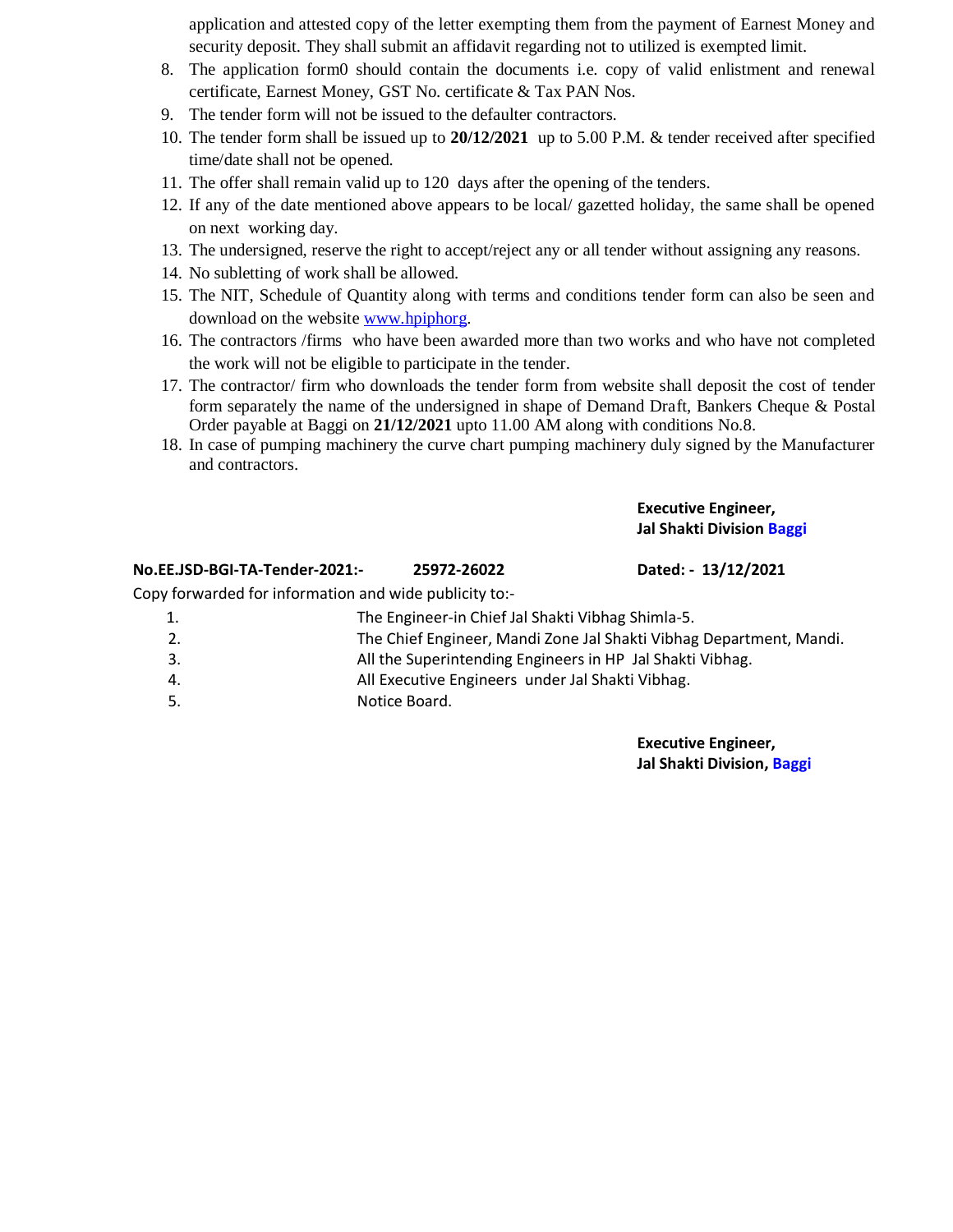application and attested copy of the letter exempting them from the payment of Earnest Money and security deposit. They shall submit an affidavit regarding not to utilized is exempted limit.

8. The application form0 should contain the documents i.e. copy of valid enlistment and renewal certificate, Earnest Money, GST No. certificate & Tax PAN Nos.
9. The tender form will not be issued to the defaulter contractors.
10. The tender form shall be issued up to **20/12/2021** up to 5.00 P.M. & tender received after specified time/date shall not be opened.
11. The offer shall remain valid up to 120 days after the opening of the tenders.
12. If any of the date mentioned above appears to be local/ gazetted holiday, the same shall be opened on next working day.
13. The undersigned, reserve the right to accept/reject any or all tender without assigning any reasons.
14. No subletting of work shall be allowed.
15. The NIT, Schedule of Quantity along with terms and conditions tender form can also be seen and download on the website [www.hpiphorg](www.hpiphorg).
16. The contractors /firms who have been awarded more than two works and who have not completed the work will not be eligible to participate in the tender.
17. The contractor/ firm who downloads the tender form from website shall deposit the cost of tender form separately the name of the undersigned in shape of Demand Draft, Bankers Cheque & Postal Order payable at Baggi on **21/12/2021** upto 11.00 AM along with conditions No.8.
18. In case of pumping machinery the curve chart pumping machinery duly signed by the Manufacturer and contractors.

**Executive Engineer,**
**Jal Shakti Division Baggi**

**No.EE.JSD-BGI-TA-Tender-2021:- 25972-26022 Dated: - 13/12/2021**

Copy forwarded for information and wide publicity to:-

1. The Engineer-in Chief Jal Shakti Vibhag Shimla-5.
2. The Chief Engineer, Mandi Zone Jal Shakti Vibhag Department, Mandi.
3. All the Superintending Engineers in HP Jal Shakti Vibhag.
4. All Executive Engineers under Jal Shakti Vibhag.
5. Notice Board.

**Executive Engineer,**
**Jal Shakti Division, Baggi**